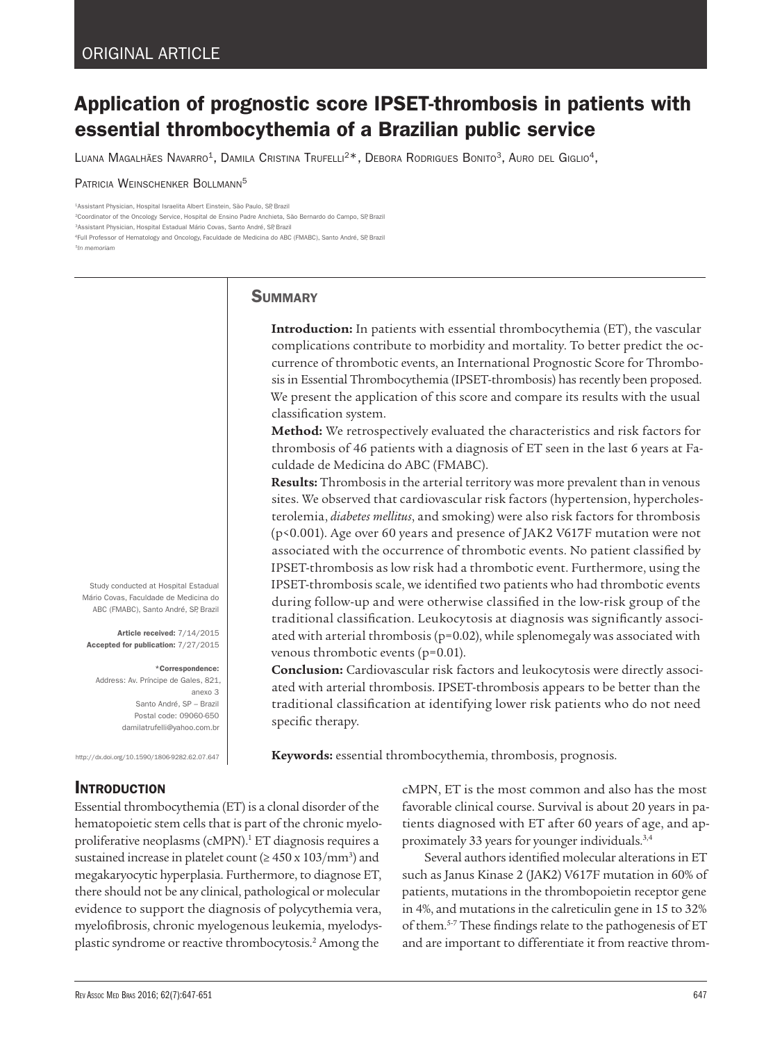ORIGINAL ARTICLE

# Application of prognostic score IPSET-thrombosis in patients with essential thrombocythemia of a Brazilian public service

Luana Magalhães Navarro[1], Damila Cristina Trufelli[2]*, Debora Rodrigues Bonito[3], Auro del Giglio[4], Patricia Weinschenker Bollmann[5]

[1]Assistant Physician, Hospital Israelita Albert Einstein, São Paulo, SP, Brazil
[2]Coordinator of the Oncology Service, Hospital de Ensino Padre Anchieta, São Bernardo do Campo, SP, Brazil
[3]Assistant Physician, Hospital Estadual Mário Covas, Santo André, SP, Brazil
[4]Full Professor of Hematology and Oncology, Faculdade de Medicina do ABC (FMABC), Santo André, SP, Brazil
[5]*In memoriam*

Study conducted at Hospital Estadual Mário Covas, Faculdade de Medicina do ABC (FMABC), Santo André, SP, Brazil

**Article received:** 7/14/2015
**Accepted for publication:** 7/27/2015

**\*Correspondence:**
Address: Av. Príncipe de Gales, 821, anexo 3
Santo André, SP – Brazil
Postal code: 09060-650
damilatrufelli@yahoo.com.br

http://dx.doi.org/10.1590/1806-9282.62.07.647

## Summary

**Introduction:** In patients with essential thrombocythemia (ET), the vascular complications contribute to morbidity and mortality. To better predict the occurrence of thrombotic events, an International Prognostic Score for Thrombosis in Essential Thrombocythemia (IPSET-thrombosis) has recently been proposed. We present the application of this score and compare its results with the usual classification system.

**Method:** We retrospectively evaluated the characteristics and risk factors for thrombosis of 46 patients with a diagnosis of ET seen in the last 6 years at Faculdade de Medicina do ABC (FMABC).

**Results:** Thrombosis in the arterial territory was more prevalent than in venous sites. We observed that cardiovascular risk factors (hypertension, hypercholesterolemia, *diabetes mellitus*, and smoking) were also risk factors for thrombosis ($p<0.001$). Age over 60 years and presence of JAK2 V617F mutation were not associated with the occurrence of thrombotic events. No patient classified by IPSET-thrombosis as low risk had a thrombotic event. Furthermore, using the IPSET-thrombosis scale, we identified two patients who had thrombotic events during follow-up and were otherwise classified in the low-risk group of the traditional classification. Leukocytosis at diagnosis was significantly associated with arterial thrombosis ($p=0.02$), while splenomegaly was associated with venous thrombotic events ($p=0.01$).

**Conclusion:** Cardiovascular risk factors and leukocytosis were directly associated with arterial thrombosis. IPSET-thrombosis appears to be better than the traditional classification at identifying lower risk patients who do not need specific therapy.

**Keywords:** essential thrombocythemia, thrombosis, prognosis.

## Introduction

Essential thrombocythemia (ET) is a clonal disorder of the hematopoietic stem cells that is part of the chronic myeloproliferative neoplasms (cMPN).[1] ET diagnosis requires a sustained increase in platelet count ($\geq 450 \times 103/mm^3$) and megakaryocytic hyperplasia. Furthermore, to diagnose ET, there should not be any clinical, pathological or molecular evidence to support the diagnosis of polycythemia vera, myelofibrosis, chronic myelogenous leukemia, myelodysplastic syndrome or reactive thrombocytosis.[2] Among the cMPN, ET is the most common and also has the most favorable clinical course. Survival is about 20 years in patients diagnosed with ET after 60 years of age, and approximately 33 years for younger individuals.[3,4]

Several authors identified molecular alterations in ET such as Janus Kinase 2 (JAK2) V617F mutation in 60% of patients, mutations in the thrombopoietin receptor gene in 4%, and mutations in the calreticulin gene in 15 to 32% of them.[5-7] These findings relate to the pathogenesis of ET and are important to differentiate it from reactive throm-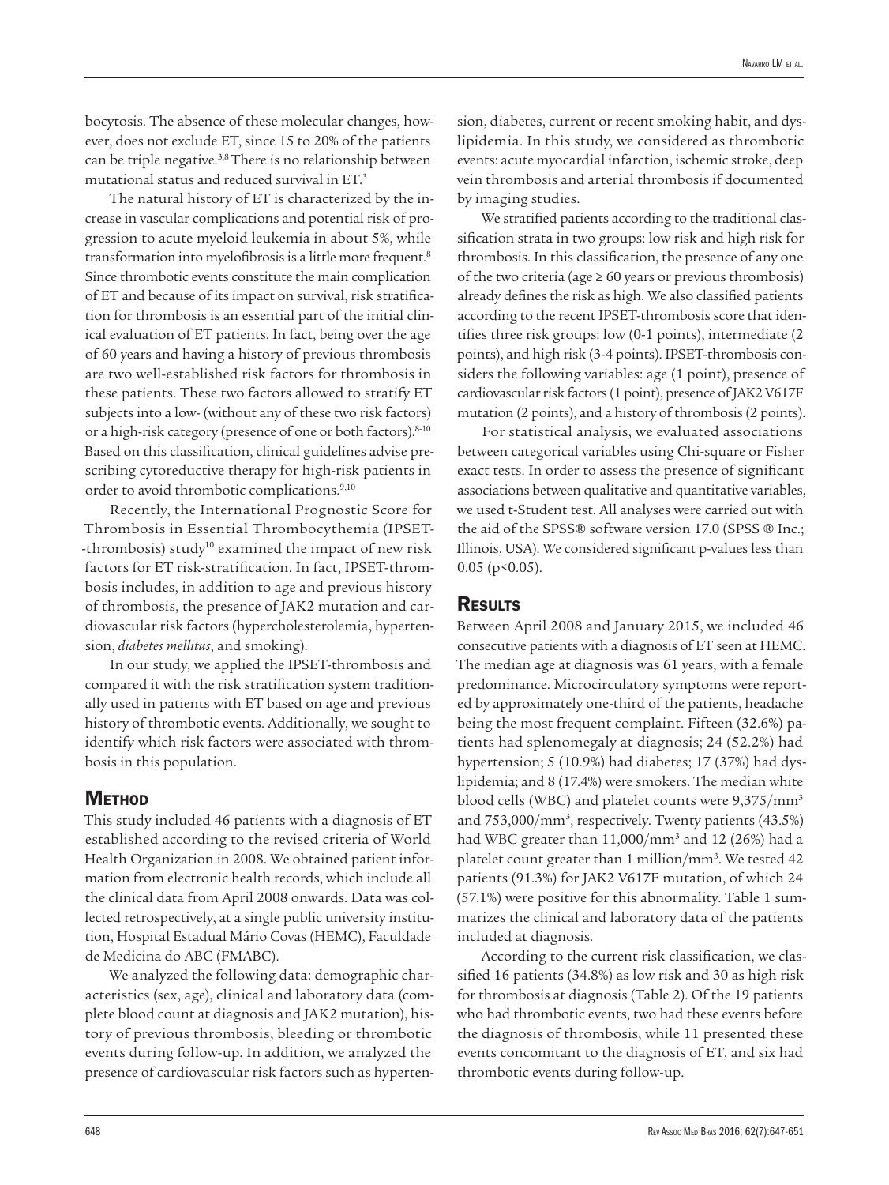bocytosis. The absence of these molecular changes, however, does not exclude ET, since 15 to 20% of the patients can be triple negative.[3,8] There is no relationship between mutational status and reduced survival in ET.[3]

The natural history of ET is characterized by the increase in vascular complications and potential risk of progression to acute myeloid leukemia in about 5%, while transformation into myelofibrosis is a little more frequent.[8] Since thrombotic events constitute the main complication of ET and because of its impact on survival, risk stratification for thrombosis is an essential part of the initial clinical evaluation of ET patients. In fact, being over the age of 60 years and having a history of previous thrombosis are two well-established risk factors for thrombosis in these patients. These two factors allowed to stratify ET subjects into a low- (without any of these two risk factors) or a high-risk category (presence of one or both factors).[8-10] Based on this classification, clinical guidelines advise prescribing cytoreductive therapy for high-risk patients in order to avoid thrombotic complications.[9,10]

Recently, the International Prognostic Score for Thrombosis in Essential Thrombocythemia (IPSET--thrombosis) study[10] examined the impact of new risk factors for ET risk-stratification. In fact, IPSET-thrombosis includes, in addition to age and previous history of thrombosis, the presence of JAK2 mutation and cardiovascular risk factors (hypercholesterolemia, hypertension, *diabetes mellitus*, and smoking).

In our study, we applied the IPSET-thrombosis and compared it with the risk stratification system traditionally used in patients with ET based on age and previous history of thrombotic events. Additionally, we sought to identify which risk factors were associated with thrombosis in this population.

## Method

This study included 46 patients with a diagnosis of ET established according to the revised criteria of World Health Organization in 2008. We obtained patient information from electronic health records, which include all the clinical data from April 2008 onwards. Data was collected retrospectively, at a single public university institution, Hospital Estadual Mário Covas (HEMC), Faculdade de Medicina do ABC (FMABC).

We analyzed the following data: demographic characteristics (sex, age), clinical and laboratory data (complete blood count at diagnosis and JAK2 mutation), history of previous thrombosis, bleeding or thrombotic events during follow-up. In addition, we analyzed the presence of cardiovascular risk factors such as hypertension, diabetes, current or recent smoking habit, and dyslipidemia. In this study, we considered as thrombotic events: acute myocardial infarction, ischemic stroke, deep vein thrombosis and arterial thrombosis if documented by imaging studies.

We stratified patients according to the traditional classification strata in two groups: low risk and high risk for thrombosis. In this classification, the presence of any one of the two criteria (age ≥ 60 years or previous thrombosis) already defines the risk as high. We also classified patients according to the recent IPSET-thrombosis score that identifies three risk groups: low (0-1 points), intermediate (2 points), and high risk (3-4 points). IPSET-thrombosis considers the following variables: age (1 point), presence of cardiovascular risk factors (1 point), presence of JAK2 V617F mutation (2 points), and a history of thrombosis (2 points).

For statistical analysis, we evaluated associations between categorical variables using Chi-square or Fisher exact tests. In order to assess the presence of significant associations between qualitative and quantitative variables, we used t-Student test. All analyses were carried out with the aid of the SPSS® software version 17.0 (SPSS ® Inc.; Illinois, USA). We considered significant p-values less than 0.05 ($p<0.05$).

## Results

Between April 2008 and January 2015, we included 46 consecutive patients with a diagnosis of ET seen at HEMC. The median age at diagnosis was 61 years, with a female predominance. Microcirculatory symptoms were reported by approximately one-third of the patients, headache being the most frequent complaint. Fifteen (32.6%) patients had splenomegaly at diagnosis; 24 (52.2%) had hypertension; 5 (10.9%) had diabetes; 17 (37%) had dyslipidemia; and 8 (17.4%) were smokers. The median white blood cells (WBC) and platelet counts were 9,375/mm$^3$ and 753,000/mm$^3$, respectively. Twenty patients (43.5%) had WBC greater than 11,000/mm$^3$ and 12 (26%) had a platelet count greater than 1 million/mm$^3$. We tested 42 patients (91.3%) for JAK2 V617F mutation, of which 24 (57.1%) were positive for this abnormality. Table 1 summarizes the clinical and laboratory data of the patients included at diagnosis.

According to the current risk classification, we classified 16 patients (34.8%) as low risk and 30 as high risk for thrombosis at diagnosis (Table 2). Of the 19 patients who had thrombotic events, two had these events before the diagnosis of thrombosis, while 11 presented these events concomitant to the diagnosis of ET, and six had thrombotic events during follow-up.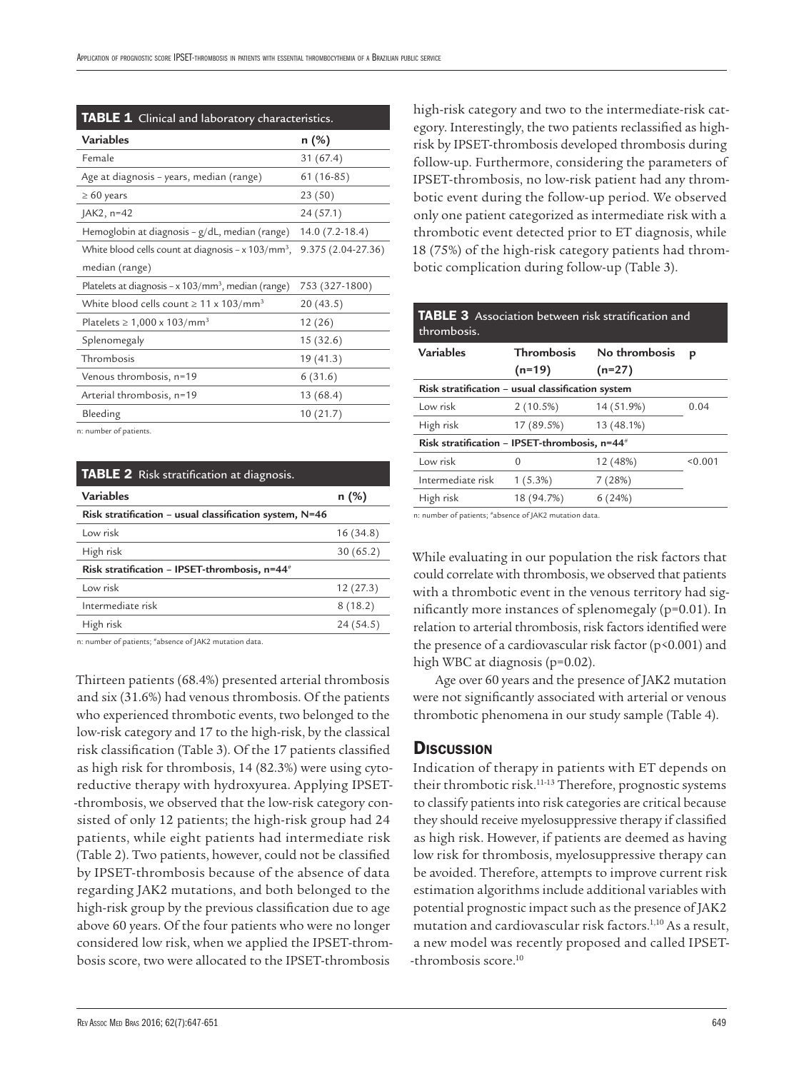**TABLE 1** Clinical and laboratory characteristics.

| Variables | n (%) |
|---|---|
| Female | 31 (67.4) |
| Age at diagnosis – years, median (range) | 61 (16-85) |
| ≥ 60 years | 23 (50) |
| JAK2, n=42 | 24 (57.1) |
| Hemoglobin at diagnosis – g/dL, median (range) | 14.0 (7.2-18.4) |
| White blood cells count at diagnosis – x 103/mm$^3$, median (range) | 9.375 (2.04-27.36) |
| Platelets at diagnosis – x 103/mm$^3$, median (range) | 753 (327-1800) |
| White blood cells count ≥ 11 x 103/mm$^3$ | 20 (43.5) |
| Platelets ≥ 1,000 x 103/mm$^3$ | 12 (26) |
| Splenomegaly | 15 (32.6) |
| Thrombosis | 19 (41.3) |
| Venous thrombosis, n=19 | 6 (31.6) |
| Arterial thrombosis, n=19 | 13 (68.4) |
| Bleeding | 10 (21.7) |

n: number of patients.

**TABLE 2** Risk stratification at diagnosis.

| Variables | n (%) |
|---|---|
| **Risk stratification – usual classification system, N=46** | |
| Low risk | 16 (34.8) |
| High risk | 30 (65.2) |
| **Risk stratification – IPSET-thrombosis, n=44[#]** | |
| Low risk | 12 (27.3) |
| Intermediate risk | 8 (18.2) |
| High risk | 24 (54.5) |

n: number of patients; [#]absence of JAK2 mutation data.

Thirteen patients (68.4%) presented arterial thrombosis and six (31.6%) had venous thrombosis. Of the patients who experienced thrombotic events, two belonged to the low-risk category and 17 to the high-risk, by the classical risk classification (Table 3). Of the 17 patients classified as high risk for thrombosis, 14 (82.3%) were using cytoreductive therapy with hydroxyurea. Applying IPSET-thrombosis, we observed that the low-risk category consisted of only 12 patients; the high-risk group had 24 patients, while eight patients had intermediate risk (Table 2). Two patients, however, could not be classified by IPSET-thrombosis because of the absence of data regarding JAK2 mutations, and both belonged to the high-risk group by the previous classification due to age above 60 years. Of the four patients who were no longer considered low risk, when we applied the IPSET-thrombosis score, two were allocated to the IPSET-thrombosis high-risk category and two to the intermediate-risk category. Interestingly, the two patients reclassified as high-risk by IPSET-thrombosis developed thrombosis during follow-up. Furthermore, considering the parameters of IPSET-thrombosis, no low-risk patient had any thrombotic event during the follow-up period. We observed only one patient categorized as intermediate risk with a thrombotic event detected prior to ET diagnosis, while 18 (75%) of the high-risk category patients had thrombotic complication during follow-up (Table 3).

**TABLE 3** Association between risk stratification and thrombosis.

| Variables | Thrombosis (n=19) | No thrombosis (n=27) | p |
|---|---|---|---|
| **Risk stratification – usual classification system** | | | |
| Low risk | 2 (10.5%) | 14 (51.9%) | 0.04 |
| High risk | 17 (89.5%) | 13 (48.1%) | |
| **Risk stratification – IPSET-thrombosis, n=44[#]** | | | |
| Low risk | 0 | 12 (48%) | <0.001 |
| Intermediate risk | 1 (5.3%) | 7 (28%) | |
| High risk | 18 (94.7%) | 6 (24%) | |

n: number of patients; [#]absence of JAK2 mutation data.

While evaluating in our population the risk factors that could correlate with thrombosis, we observed that patients with a thrombotic event in the venous territory had significantly more instances of splenomegaly (p=0.01). In relation to arterial thrombosis, risk factors identified were the presence of a cardiovascular risk factor (p<0.001) and high WBC at diagnosis (p=0.02).

Age over 60 years and the presence of JAK2 mutation were not significantly associated with arterial or venous thrombotic phenomena in our study sample (Table 4).

## Discussion

Indication of therapy in patients with ET depends on their thrombotic risk.[11-13] Therefore, prognostic systems to classify patients into risk categories are critical because they should receive myelosuppressive therapy if classified as high risk. However, if patients are deemed as having low risk for thrombosis, myelosuppressive therapy can be avoided. Therefore, attempts to improve current risk estimation algorithms include additional variables with potential prognostic impact such as the presence of JAK2 mutation and cardiovascular risk factors.[1,10] As a result, a new model was recently proposed and called IPSET-thrombosis score.[10]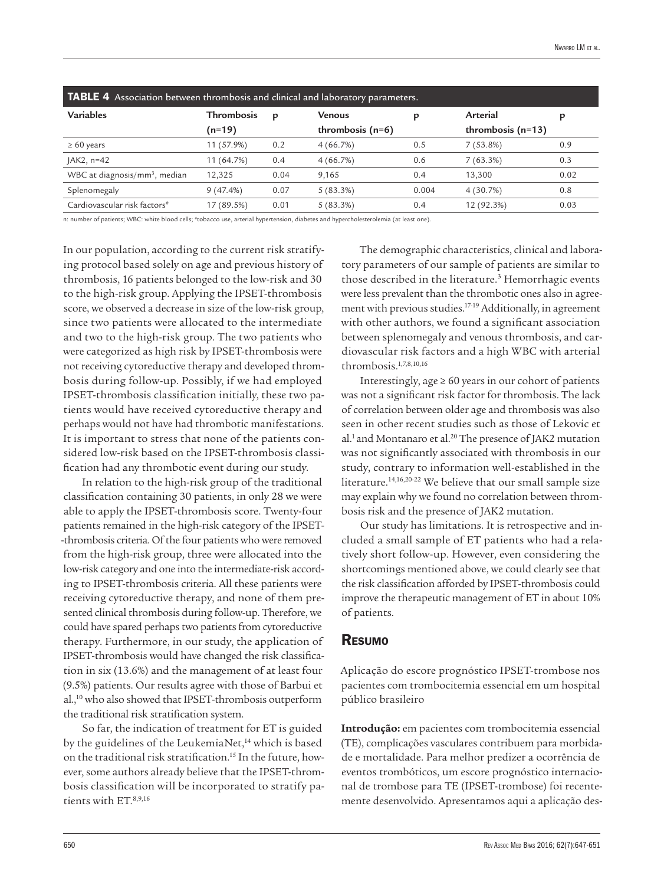**TABLE 4** Association between thrombosis and clinical and laboratory parameters.

| Variables | Thrombosis (n=19) | p | Venous thrombosis (n=6) | p | Arterial thrombosis (n=13) | p |
|---|---|---|---|---|---|---|
| ≥ 60 years | 11 (57.9%) | 0.2 | 4 (66.7%) | 0.5 | 7 (53.8%) | 0.9 |
| JAK2, n=42 | 11 (64.7%) | 0.4 | 4 (66.7%) | 0.6 | 7 (63.3%) | 0.3 |
| WBC at diagnosis/mm³, median | 12,325 | 0.04 | 9,165 | 0.4 | 13,300 | 0.02 |
| Splenomegaly | 9 (47.4%) | 0.07 | 5 (83.3%) | 0.004 | 4 (30.7%) | 0.8 |
| Cardiovascular risk factors[#] | 17 (89.5%) | 0.01 | 5 (83.3%) | 0.4 | 12 (92.3%) | 0.03 |

n: number of patients; WBC: white blood cells; [#]tobacco use, arterial hypertension, diabetes and hypercholesterolemia (at least one).

In our population, according to the current risk stratifying protocol based solely on age and previous history of thrombosis, 16 patients belonged to the low-risk and 30 to the high-risk group. Applying the IPSET-thrombosis score, we observed a decrease in size of the low-risk group, since two patients were allocated to the intermediate and two to the high-risk group. The two patients who were categorized as high risk by IPSET-thrombosis were not receiving cytoreductive therapy and developed thrombosis during follow-up. Possibly, if we had employed IPSET-thrombosis classification initially, these two patients would have received cytoreductive therapy and perhaps would not have had thrombotic manifestations. It is important to stress that none of the patients considered low-risk based on the IPSET-thrombosis classification had any thrombotic event during our study.

In relation to the high-risk group of the traditional classification containing 30 patients, in only 28 we were able to apply the IPSET-thrombosis score. Twenty-four patients remained in the high-risk category of the IPSET-thrombosis criteria. Of the four patients who were removed from the high-risk group, three were allocated into the low-risk category and one into the intermediate-risk according to IPSET-thrombosis criteria. All these patients were receiving cytoreductive therapy, and none of them presented clinical thrombosis during follow-up. Therefore, we could have spared perhaps two patients from cytoreductive therapy. Furthermore, in our study, the application of IPSET-thrombosis would have changed the risk classification in six (13.6%) and the management of at least four (9.5%) patients. Our results agree with those of Barbui et al.,[10] who also showed that IPSET-thrombosis outperform the traditional risk stratification system.

So far, the indication of treatment for ET is guided by the guidelines of the LeukemiaNet,[14] which is based on the traditional risk stratification.[15] In the future, however, some authors already believe that the IPSET-thrombosis classification will be incorporated to stratify patients with ET.[8,9,16]

The demographic characteristics, clinical and laboratory parameters of our sample of patients are similar to those described in the literature.[3] Hemorrhagic events were less prevalent than the thrombotic ones also in agreement with previous studies.[17-19] Additionally, in agreement with other authors, we found a significant association between splenomegaly and venous thrombosis, and cardiovascular risk factors and a high WBC with arterial thrombosis.[1,7,8,10,16]

Interestingly, age ≥ 60 years in our cohort of patients was not a significant risk factor for thrombosis. The lack of correlation between older age and thrombosis was also seen in other recent studies such as those of Lekovic et al.[1] and Montanaro et al.[20] The presence of JAK2 mutation was not significantly associated with thrombosis in our study, contrary to information well-established in the literature.[14,16,20-22] We believe that our small sample size may explain why we found no correlation between thrombosis risk and the presence of JAK2 mutation.

Our study has limitations. It is retrospective and included a small sample of ET patients who had a relatively short follow-up. However, even considering the shortcomings mentioned above, we could clearly see that the risk classification afforded by IPSET-thrombosis could improve the therapeutic management of ET in about 10% of patients.

## Resumo

Aplicação do escore prognóstico IPSET-trombose nos pacientes com trombocitemia essencial em um hospital público brasileiro

**Introdução:** em pacientes com trombocitemia essencial (TE), complicações vasculares contribuem para morbidade e mortalidade. Para melhor predizer a ocorrência de eventos trombóticos, um escore prognóstico internacional de trombose para TE (IPSET-trombose) foi recentemente desenvolvido. Apresentamos aqui a aplicação des-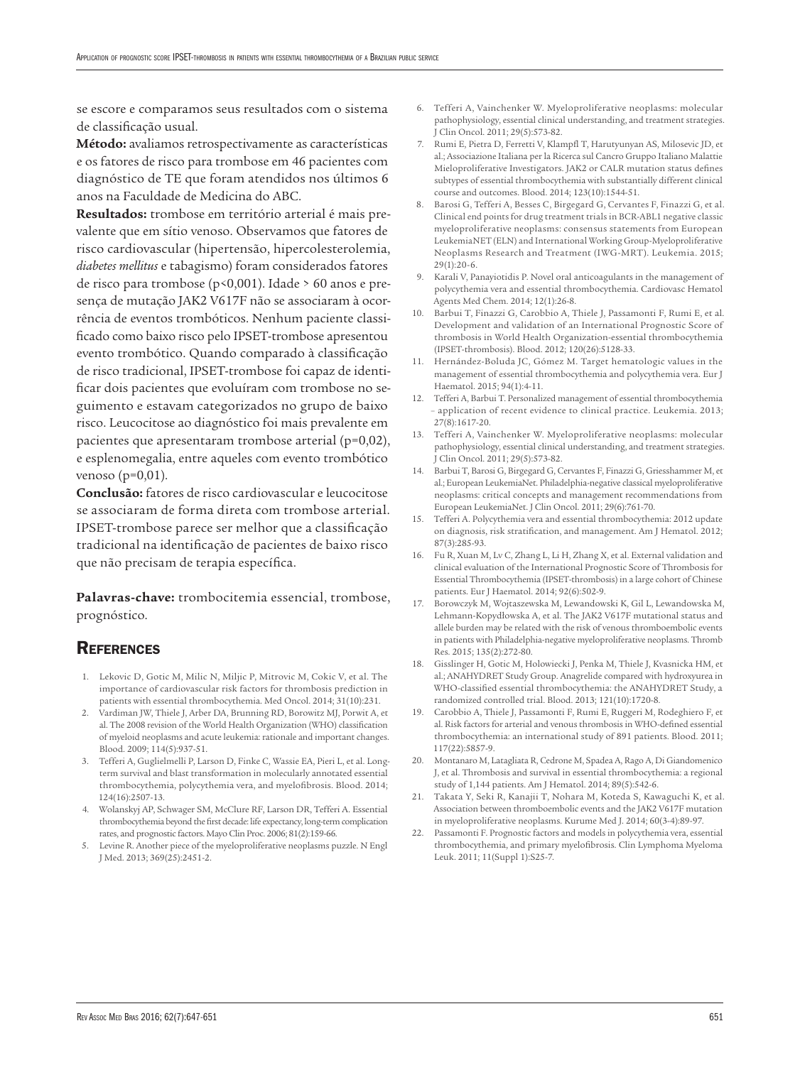se escore e comparamos seus resultados com o sistema de classificação usual.

**Método:** avaliamos retrospectivamente as características e os fatores de risco para trombose em 46 pacientes com diagnóstico de TE que foram atendidos nos últimos 6 anos na Faculdade de Medicina do ABC.

**Resultados:** trombose em território arterial é mais prevalente que em sítio venoso. Observamos que fatores de risco cardiovascular (hipertensão, hipercolesterolemia, *diabetes mellitus* e tabagismo) foram considerados fatores de risco para trombose (p<0,001). Idade > 60 anos e presença de mutação JAK2 V617F não se associaram à ocorrência de eventos trombóticos. Nenhum paciente classificado como baixo risco pelo IPSET-trombose apresentou evento trombótico. Quando comparado à classificação de risco tradicional, IPSET-trombose foi capaz de identificar dois pacientes que evoluíram com trombose no seguimento e estavam categorizados no grupo de baixo risco. Leucocitose ao diagnóstico foi mais prevalente em pacientes que apresentaram trombose arterial (p=0,02), e esplenomegalia, entre aqueles com evento trombótico venoso (p=0,01).

**Conclusão:** fatores de risco cardiovascular e leucocitose se associaram de forma direta com trombose arterial. IPSET-trombose parece ser melhor que a classificação tradicional na identificação de pacientes de baixo risco que não precisam de terapia específica.

**Palavras-chave:** trombocitemia essencial, trombose, prognóstico.

## References

1. Lekovic D, Gotic M, Milic N, Miljic P, Mitrovic M, Cokic V, et al. The importance of cardiovascular risk factors for thrombosis prediction in patients with essential thrombocythemia. Med Oncol. 2014; 31(10):231.
2. Vardiman JW, Thiele J, Arber DA, Brunning RD, Borowitz MJ, Porwit A, et al. The 2008 revision of the World Health Organization (WHO) classification of myeloid neoplasms and acute leukemia: rationale and important changes. Blood. 2009; 114(5):937-51.
3. Tefferi A, Guglielmelli P, Larson D, Finke C, Wassie EA, Pieri L, et al. Long-term survival and blast transformation in molecularly annotated essential thrombocythemia, polycythemia vera, and myelofibrosis. Blood. 2014; 124(16):2507-13.
4. Wolanskyj AP, Schwager SM, McClure RF, Larson DR, Tefferi A. Essential thrombocythemia beyond the first decade: life expectancy, long-term complication rates, and prognostic factors. Mayo Clin Proc. 2006; 81(2):159-66.
5. Levine R. Another piece of the myeloproliferative neoplasms puzzle. N Engl J Med. 2013; 369(25):2451-2.
6. Tefferi A, Vainchenker W. Myeloproliferative neoplasms: molecular pathophysiology, essential clinical understanding, and treatment strategies. J Clin Oncol. 2011; 29(5):573-82.
7. Rumi E, Pietra D, Ferretti V, Klampfl T, Harutyunyan AS, Milosevic JD, et al.; Associazione Italiana per la Ricerca sul Cancro Gruppo Italiano Malattie Mieloproliferative Investigators. JAK2 or CALR mutation status defines subtypes of essential thrombocythemia with substantially different clinical course and outcomes. Blood. 2014; 123(10):1544-51.
8. Barosi G, Tefferi A, Besses C, Birgegard G, Cervantes F, Finazzi G, et al. Clinical end points for drug treatment trials in BCR-ABL1 negative classic myeloproliferative neoplasms: consensus statements from European LeukemiaNET (ELN) and International Working Group-Myeloproliferative Neoplasms Research and Treatment (IWG-MRT). Leukemia. 2015; 29(1):20-6.
9. Karali V, Panayiotidis P. Novel oral anticoagulants in the management of polycythemia vera and essential thrombocythemia. Cardiovasc Hematol Agents Med Chem. 2014; 12(1):26-8.
10. Barbui T, Finazzi G, Carobbio A, Thiele J, Passamonti F, Rumi E, et al. Development and validation of an International Prognostic Score of thrombosis in World Health Organization-essential thrombocythemia (IPSET-thrombosis). Blood. 2012; 120(26):5128-33.
11. Hernández-Boluda JC, Gómez M. Target hematologic values in the management of essential thrombocythemia and polycythemia vera. Eur J Haematol. 2015; 94(1):4-11.
12. Tefferi A, Barbui T. Personalized management of essential thrombocythemia – application of recent evidence to clinical practice. Leukemia. 2013; 27(8):1617-20.
13. Tefferi A, Vainchenker W. Myeloproliferative neoplasms: molecular pathophysiology, essential clinical understanding, and treatment strategies. J Clin Oncol. 2011; 29(5):573-82.
14. Barbui T, Barosi G, Birgegard G, Cervantes F, Finazzi G, Griesshammer M, et al.; European LeukemiaNet. Philadelphia-negative classical myeloproliferative neoplasms: critical concepts and management recommendations from European LeukemiaNet. J Clin Oncol. 2011; 29(6):761-70.
15. Tefferi A. Polycythemia vera and essential thrombocythemia: 2012 update on diagnosis, risk stratification, and management. Am J Hematol. 2012; 87(3):285-93.
16. Fu R, Xuan M, Lv C, Zhang L, Li H, Zhang X, et al. External validation and clinical evaluation of the International Prognostic Score of Thrombosis for Essential Thrombocythemia (IPSET-thrombosis) in a large cohort of Chinese patients. Eur J Haematol. 2014; 92(6):502-9.
17. Borowczyk M, Wojtaszewska M, Lewandowski K, Gil L, Lewandowska M, Lehmann-Kopydłowska A, et al. The JAK2 V617F mutational status and allele burden may be related with the risk of venous thromboembolic events in patients with Philadelphia-negative myeloproliferative neoplasms. Thromb Res. 2015; 135(2):272-80.
18. Gisslinger H, Gotic M, Holowiecki J, Penka M, Thiele J, Kvasnicka HM, et al.; ANAHYDRET Study Group. Anagrelide compared with hydroxyurea in WHO-classified essential thrombocythemia: the ANAHYDRET Study, a randomized controlled trial. Blood. 2013; 121(10):1720-8.
19. Carobbio A, Thiele J, Passamonti F, Rumi E, Ruggeri M, Rodeghiero F, et al. Risk factors for arterial and venous thrombosis in WHO-defined essential thrombocythemia: an international study of 891 patients. Blood. 2011; 117(22):5857-9.
20. Montanaro M, Latagliata R, Cedrone M, Spadea A, Rago A, Di Giandomenico J, et al. Thrombosis and survival in essential thrombocythemia: a regional study of 1,144 patients. Am J Hematol. 2014; 89(5):542-6.
21. Takata Y, Seki R, Kanajii T, Nohara M, Koteda S, Kawaguchi K, et al. Association between thromboembolic events and the JAK2 V617F mutation in myeloproliferative neoplasms. Kurume Med J. 2014; 60(3-4):89-97.
22. Passamonti F. Prognostic factors and models in polycythemia vera, essential thrombocythemia, and primary myelofibrosis. Clin Lymphoma Myeloma Leuk. 2011; 11(Suppl 1):S25-7.